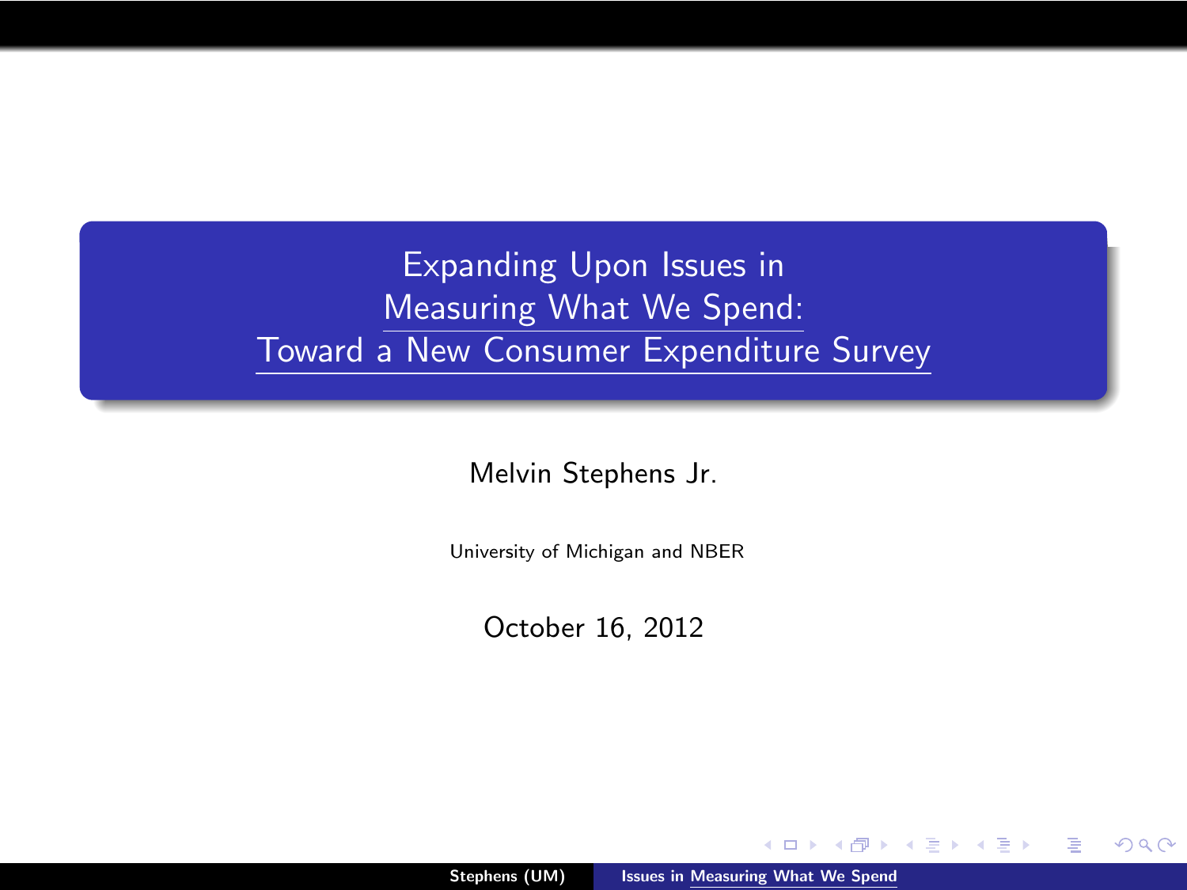# Expanding Upon Issues in Measuring What We Spend: Toward a New Consumer Expenditure Survey

Melvin Stephens Jr.

University of Michigan and NBER

October 16, 2012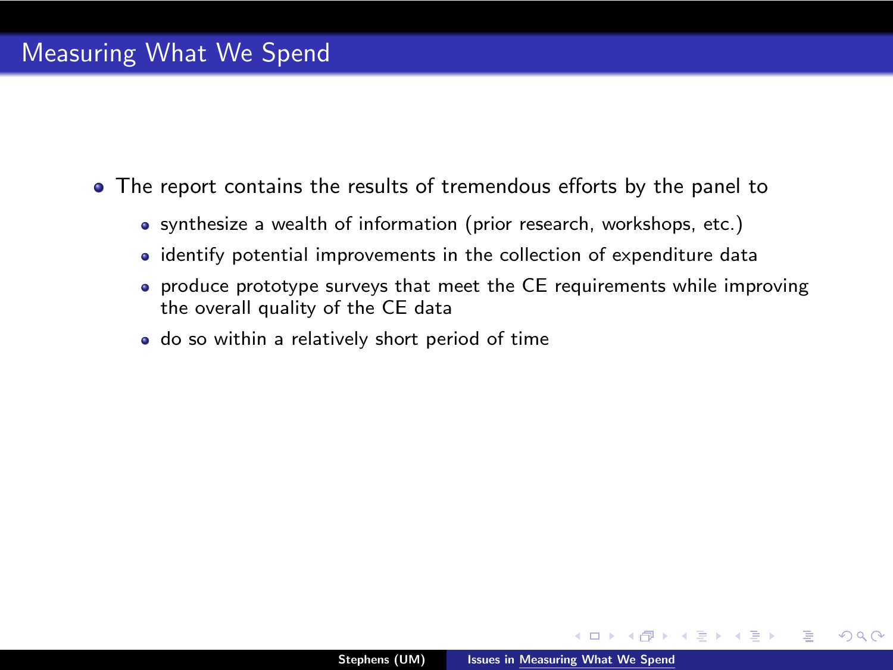## Measuring What We Spend

- The report contains the results of tremendous efforts by the panel to
  - synthesize a wealth of information (prior research, workshops, etc.)
  - identify potential improvements in the collection of expenditure data
  - produce prototype surveys that meet the CE requirements while improving the overall quality of the CE data
  - do so within a relatively short period of time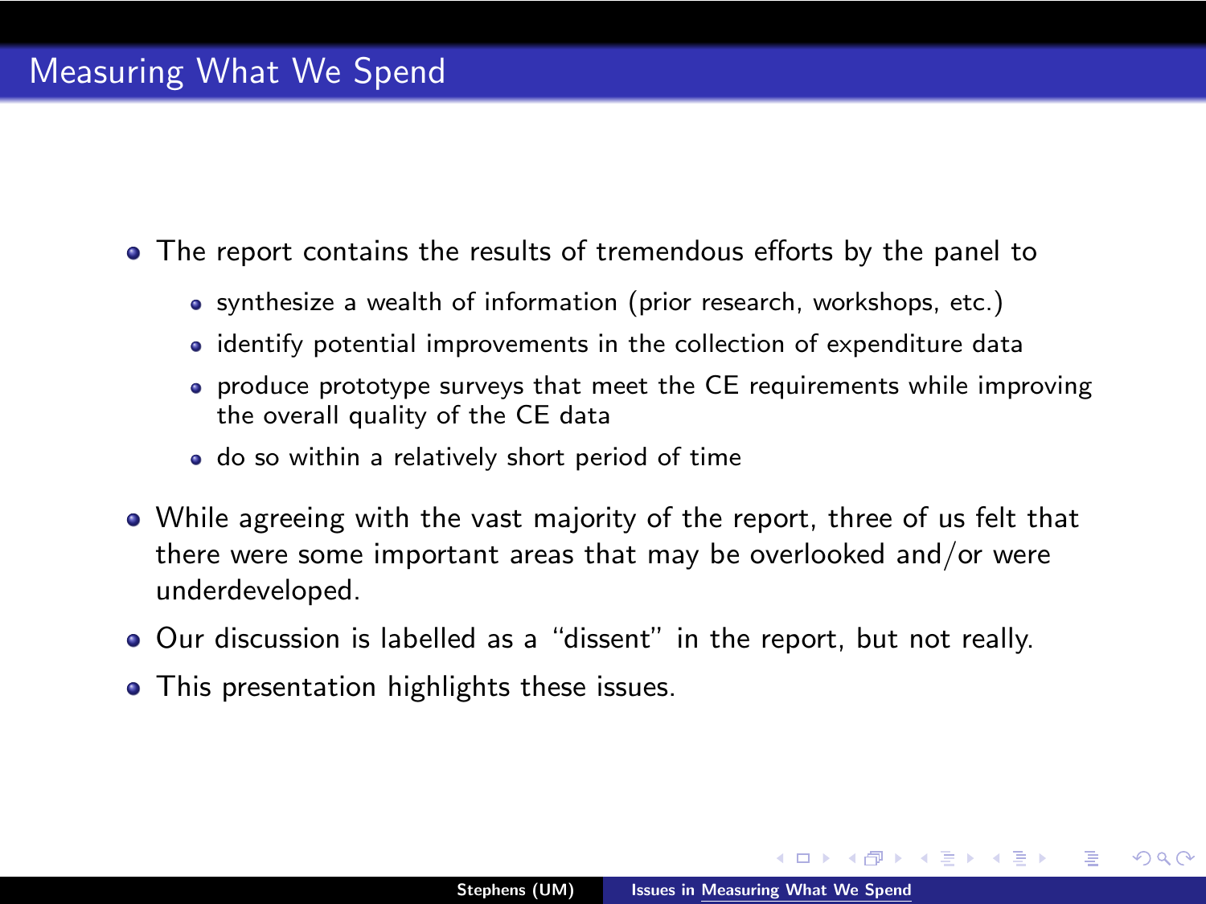## Measuring What We Spend

- The report contains the results of tremendous efforts by the panel to
  - synthesize a wealth of information (prior research, workshops, etc.)
  - identify potential improvements in the collection of expenditure data
  - produce prototype surveys that meet the CE requirements while improving the overall quality of the CE data
  - do so within a relatively short period of time
- While agreeing with the vast majority of the report, three of us felt that there were some important areas that may be overlooked and/or were underdeveloped.
- Our discussion is labelled as a "dissent" in the report, but not really.
- This presentation highlights these issues.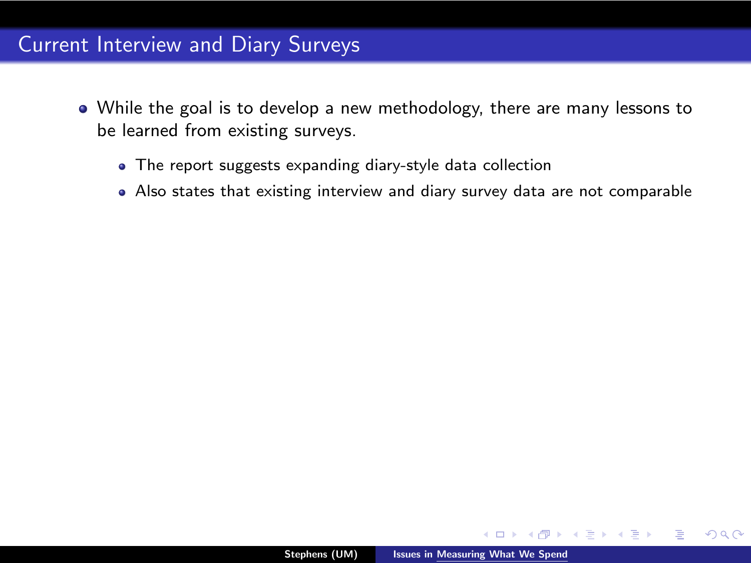# Current Interview and Diary Surveys

- While the goal is to develop a new methodology, there are many lessons to be learned from existing surveys.
  - The report suggests expanding diary-style data collection
  - Also states that existing interview and diary survey data are not comparable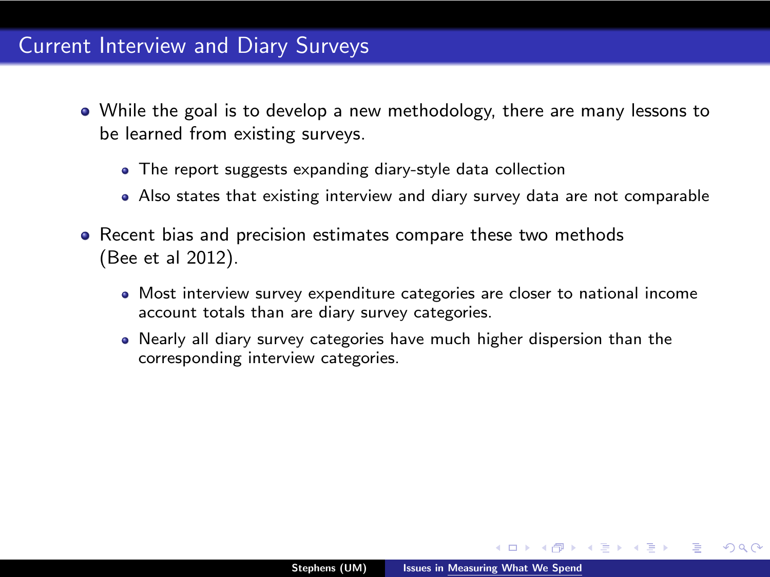# Current Interview and Diary Surveys

- While the goal is to develop a new methodology, there are many lessons to be learned from existing surveys.
  - The report suggests expanding diary-style data collection
  - Also states that existing interview and diary survey data are not comparable
- Recent bias and precision estimates compare these two methods (Bee et al 2012).
  - Most interview survey expenditure categories are closer to national income account totals than are diary survey categories.
  - Nearly all diary survey categories have much higher dispersion than the corresponding interview categories.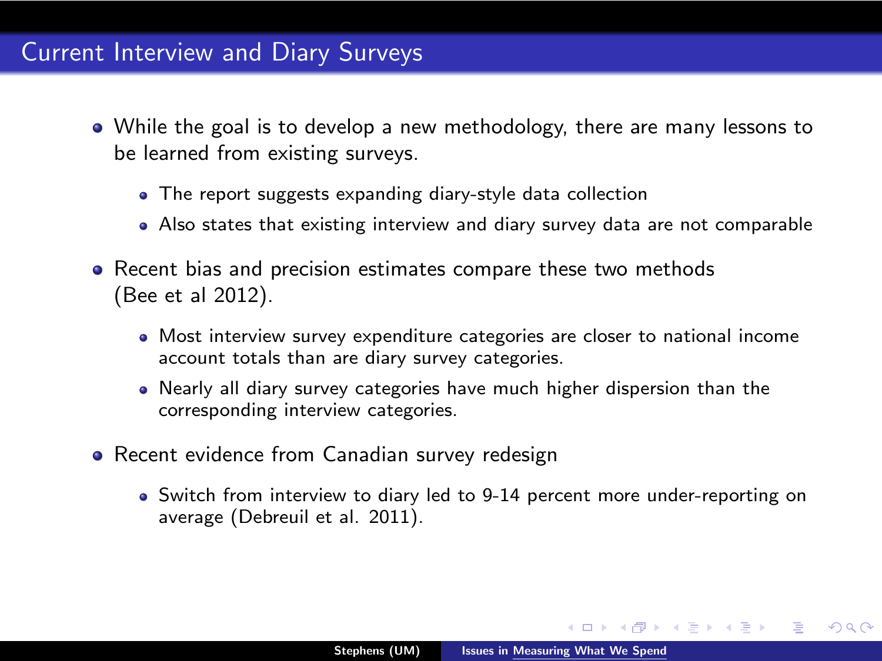# Current Interview and Diary Surveys

- While the goal is to develop a new methodology, there are many lessons to be learned from existing surveys.
  - The report suggests expanding diary-style data collection
  - Also states that existing interview and diary survey data are not comparable
- Recent bias and precision estimates compare these two methods (Bee et al 2012).
  - Most interview survey expenditure categories are closer to national income account totals than are diary survey categories.
  - Nearly all diary survey categories have much higher dispersion than the corresponding interview categories.
- Recent evidence from Canadian survey redesign
  - Switch from interview to diary led to 9-14 percent more under-reporting on average (Debreuil et al. 2011).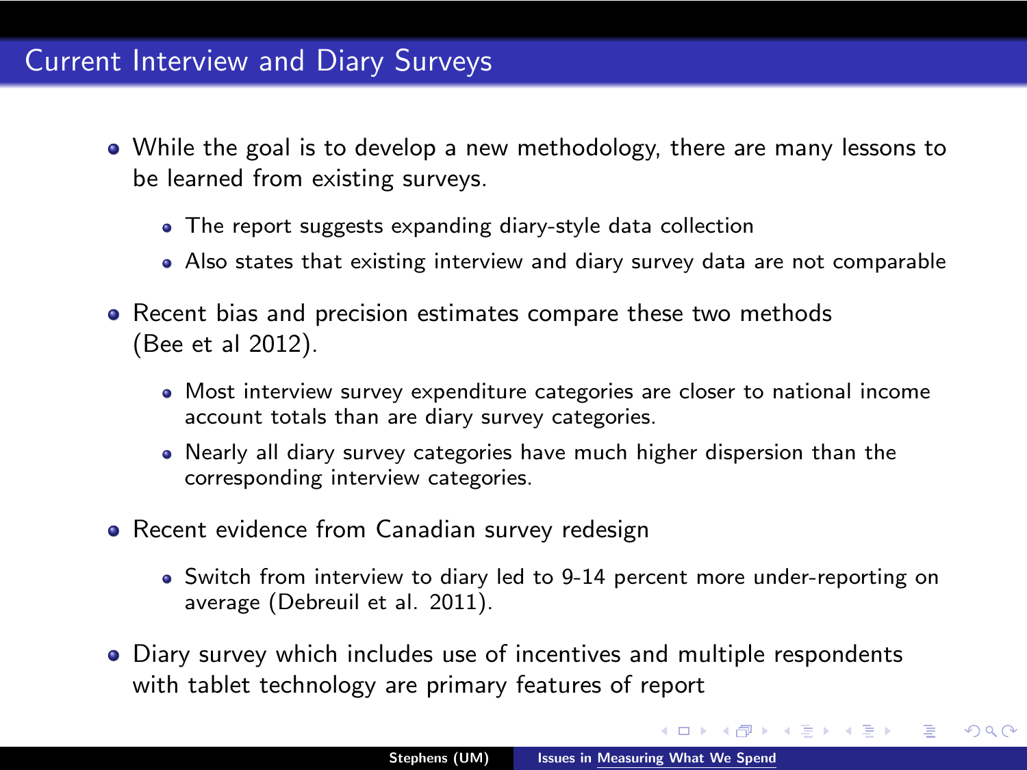## Current Interview and Diary Surveys

- While the goal is to develop a new methodology, there are many lessons to be learned from existing surveys.
  - The report suggests expanding diary-style data collection
  - Also states that existing interview and diary survey data are not comparable
- Recent bias and precision estimates compare these two methods (Bee et al 2012).
  - Most interview survey expenditure categories are closer to national income account totals than are diary survey categories.
  - Nearly all diary survey categories have much higher dispersion than the corresponding interview categories.
- Recent evidence from Canadian survey redesign
  - Switch from interview to diary led to 9-14 percent more under-reporting on average (Debreuil et al. 2011).
- Diary survey which includes use of incentives and multiple respondents with tablet technology are primary features of report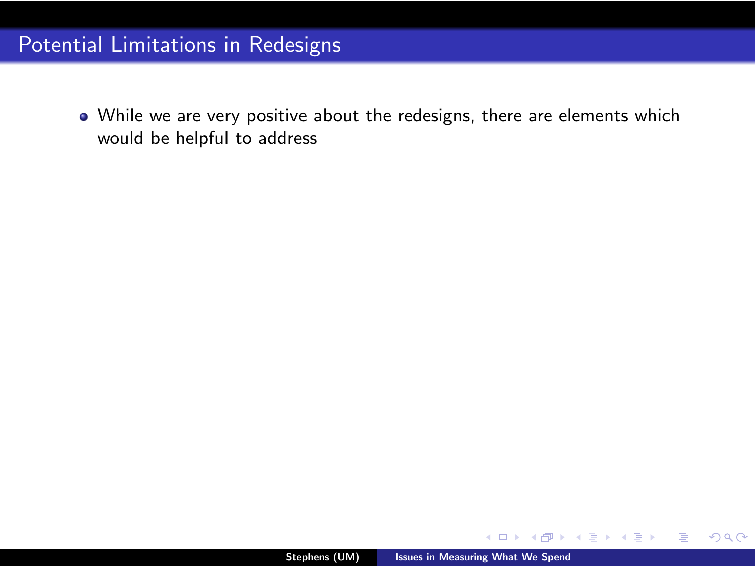# Potential Limitations in Redesigns

- While we are very positive about the redesigns, there are elements which would be helpful to address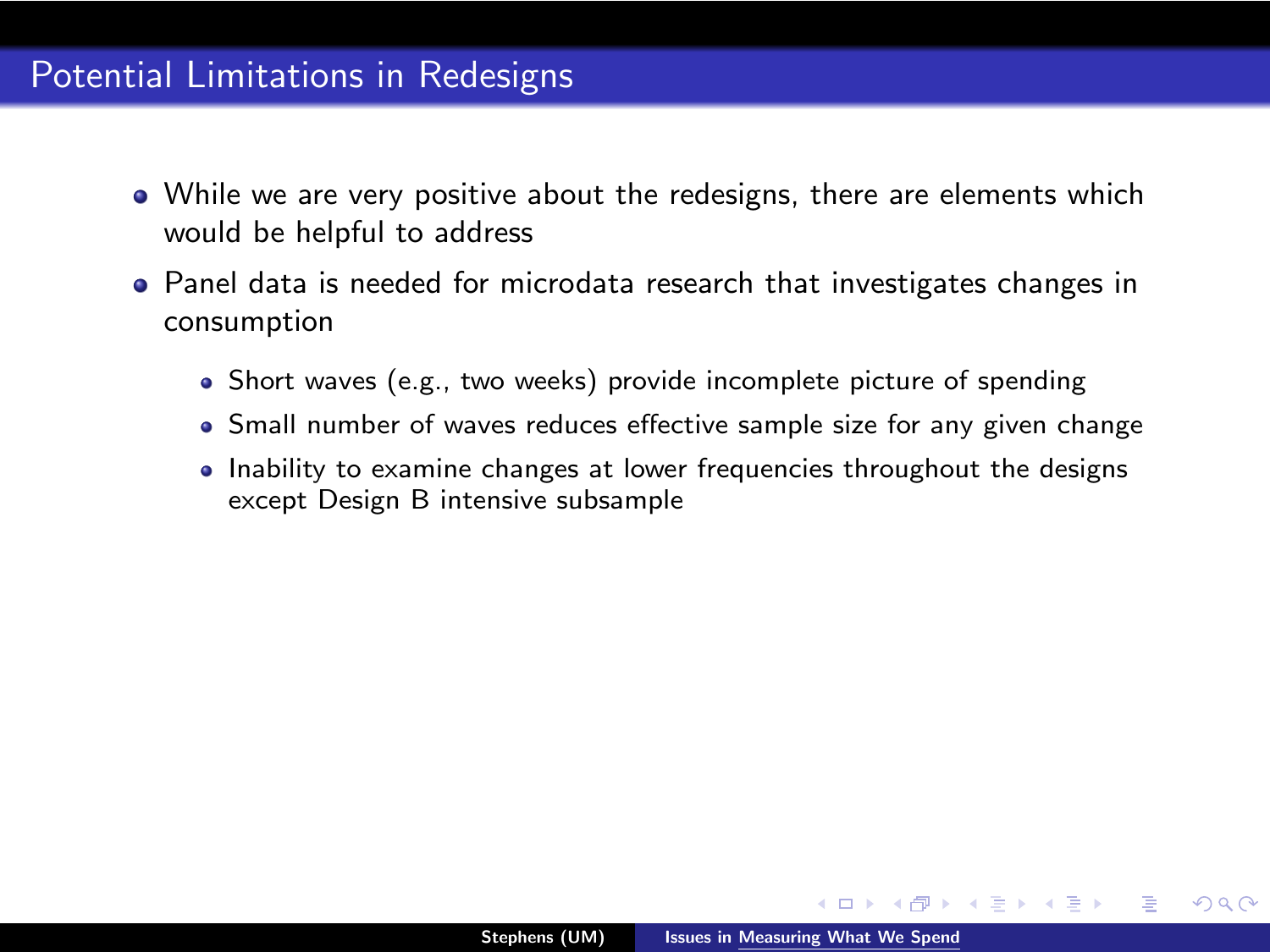## Potential Limitations in Redesigns

- While we are very positive about the redesigns, there are elements which would be helpful to address
- Panel data is needed for microdata research that investigates changes in consumption
  - Short waves (e.g., two weeks) provide incomplete picture of spending
  - Small number of waves reduces effective sample size for any given change
  - Inability to examine changes at lower frequencies throughout the designs except Design B intensive subsample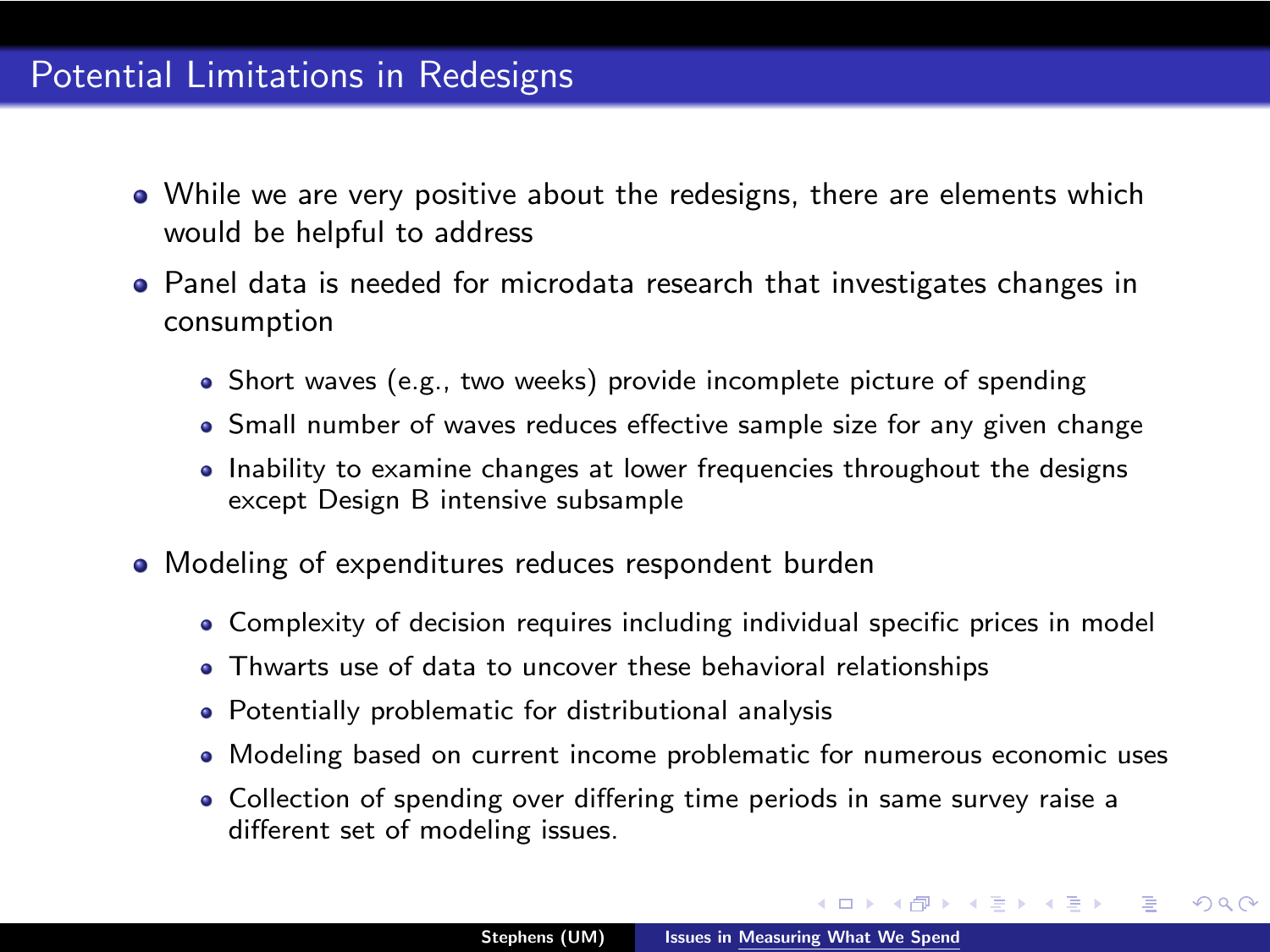# Potential Limitations in Redesigns

- While we are very positive about the redesigns, there are elements which would be helpful to address
- Panel data is needed for microdata research that investigates changes in consumption
  - Short waves (e.g., two weeks) provide incomplete picture of spending
  - Small number of waves reduces effective sample size for any given change
  - Inability to examine changes at lower frequencies throughout the designs except Design B intensive subsample
- Modeling of expenditures reduces respondent burden
  - Complexity of decision requires including individual specific prices in model
  - Thwarts use of data to uncover these behavioral relationships
  - Potentially problematic for distributional analysis
  - Modeling based on current income problematic for numerous economic uses
  - Collection of spending over differing time periods in same survey raise a different set of modeling issues.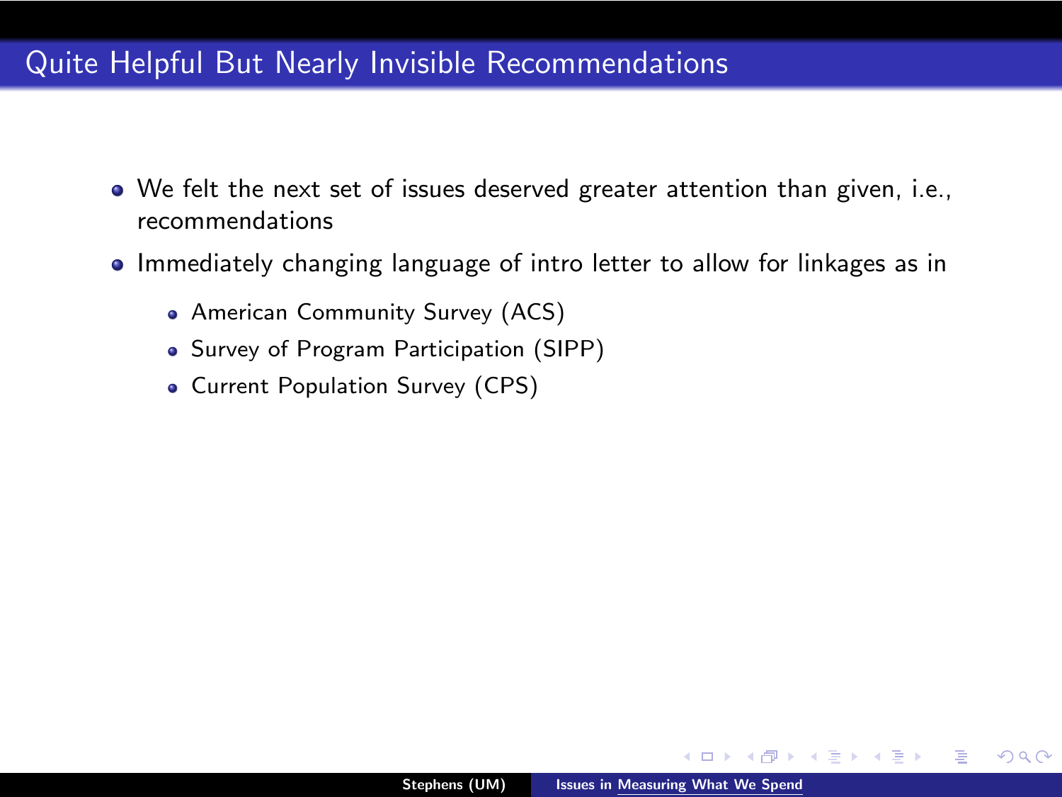## Quite Helpful But Nearly Invisible Recommendations

- We felt the next set of issues deserved greater attention than given, i.e., recommendations
- Immediately changing language of intro letter to allow for linkages as in
  - American Community Survey (ACS)
  - Survey of Program Participation (SIPP)
  - Current Population Survey (CPS)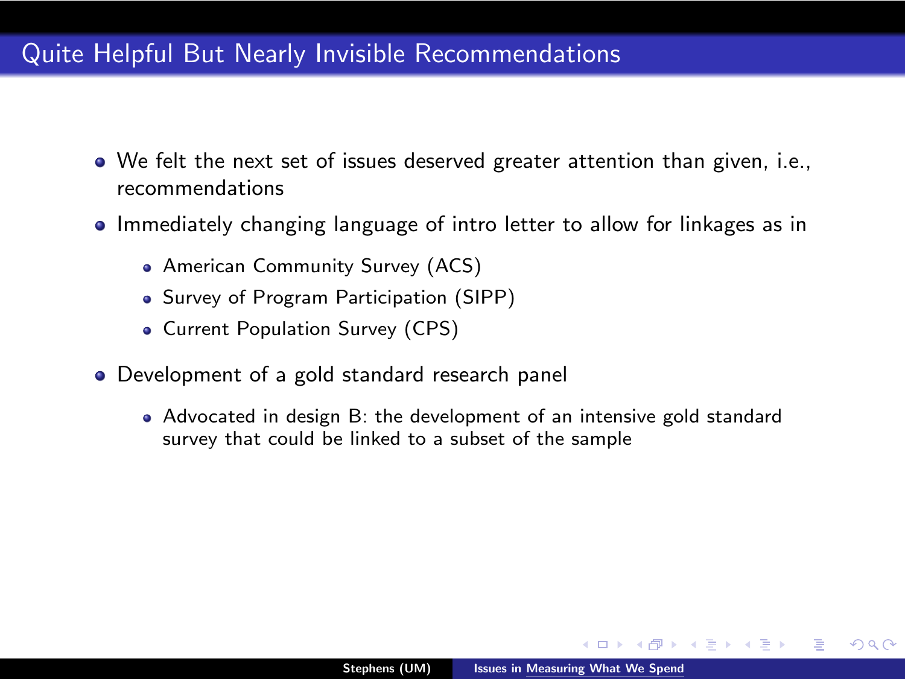## Quite Helpful But Nearly Invisible Recommendations

- We felt the next set of issues deserved greater attention than given, i.e., recommendations
- Immediately changing language of intro letter to allow for linkages as in
  - American Community Survey (ACS)
  - Survey of Program Participation (SIPP)
  - Current Population Survey (CPS)
- Development of a gold standard research panel
  - Advocated in design B: the development of an intensive gold standard survey that could be linked to a subset of the sample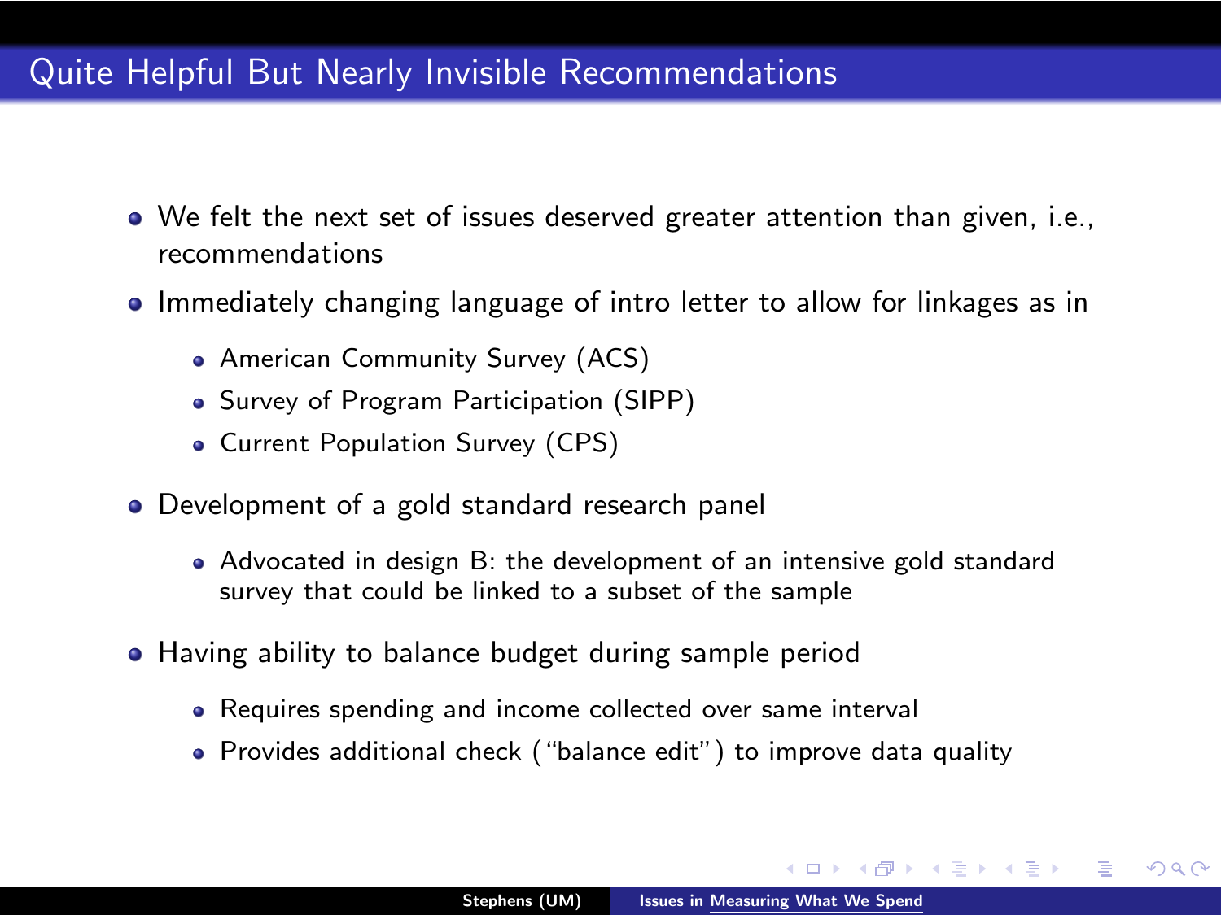## Quite Helpful But Nearly Invisible Recommendations

- We felt the next set of issues deserved greater attention than given, i.e., recommendations
- Immediately changing language of intro letter to allow for linkages as in
  - American Community Survey (ACS)
  - Survey of Program Participation (SIPP)
  - Current Population Survey (CPS)
- Development of a gold standard research panel
  - Advocated in design B: the development of an intensive gold standard survey that could be linked to a subset of the sample
- Having ability to balance budget during sample period
  - Requires spending and income collected over same interval
  - Provides additional check ("balance edit") to improve data quality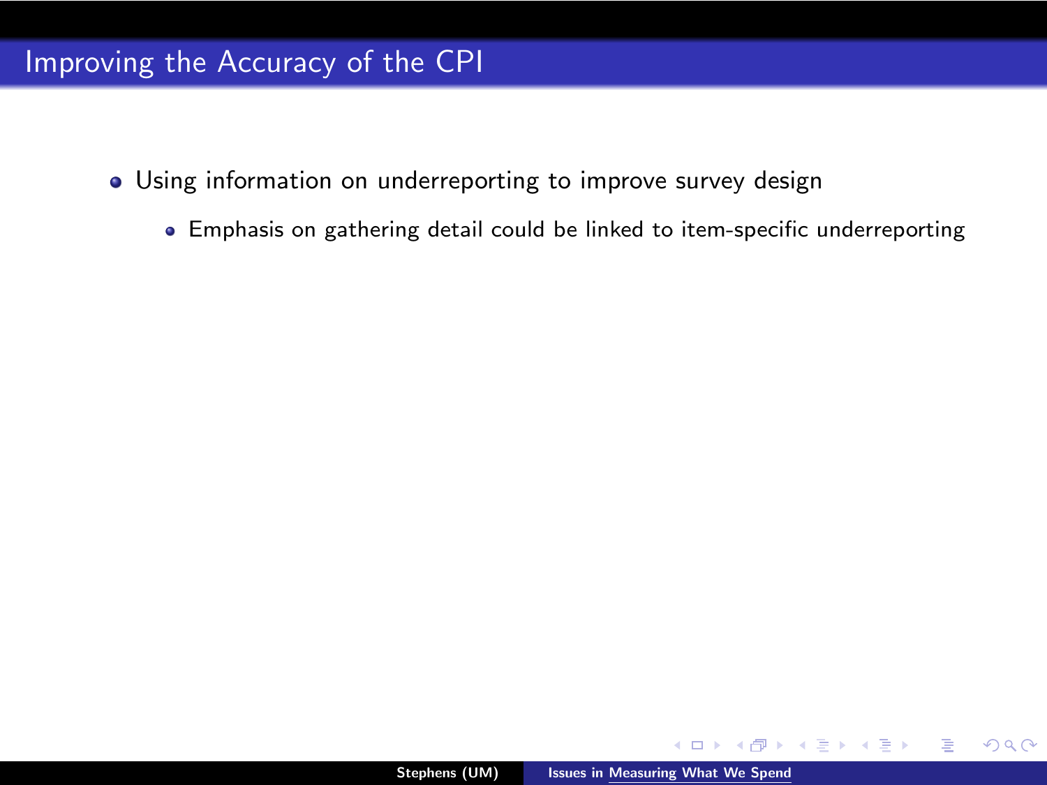## Improving the Accuracy of the CPI

- Using information on underreporting to improve survey design
  - Emphasis on gathering detail could be linked to item-specific underreporting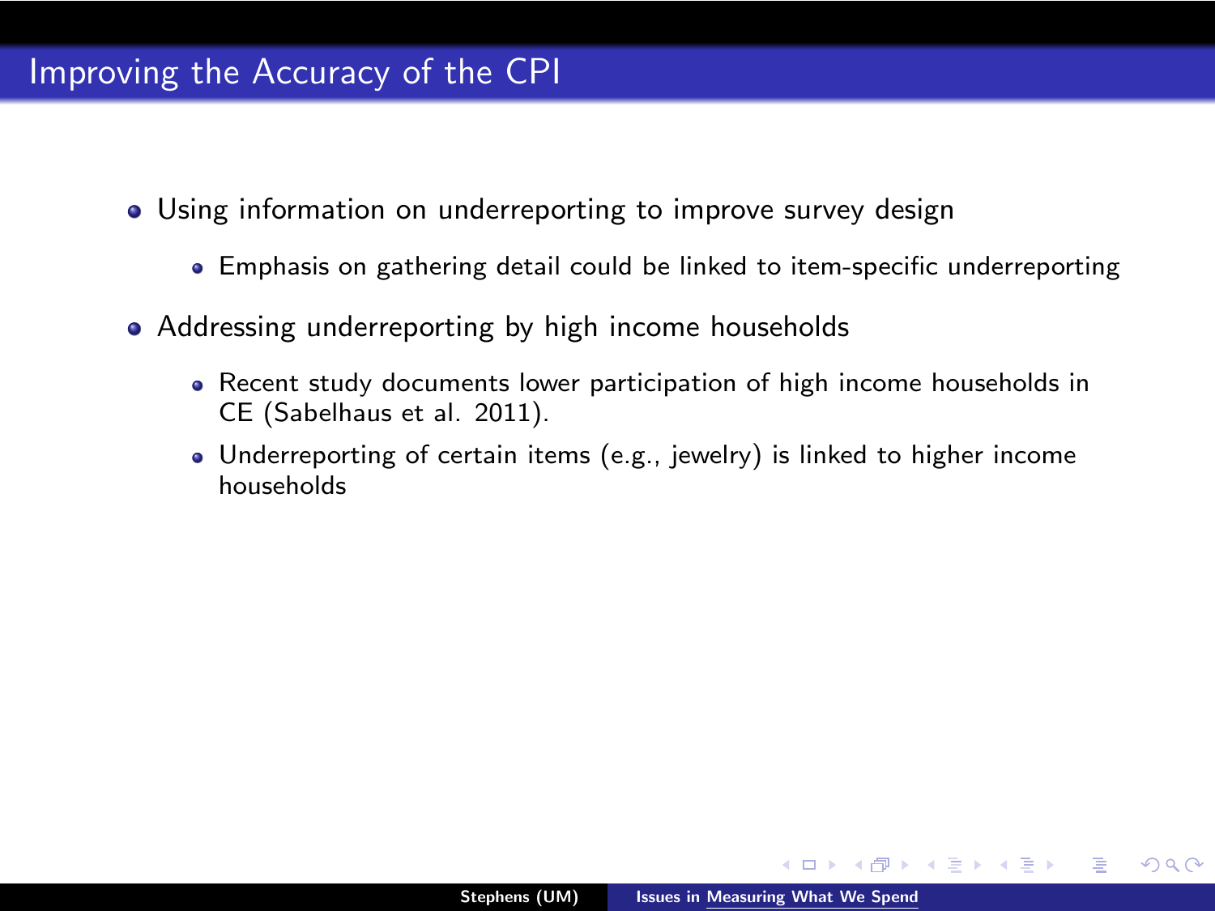# Improving the Accuracy of the CPI

- Using information on underreporting to improve survey design
  - Emphasis on gathering detail could be linked to item-specific underreporting
- Addressing underreporting by high income households
  - Recent study documents lower participation of high income households in CE (Sabelhaus et al. 2011).
  - Underreporting of certain items (e.g., jewelry) is linked to higher income households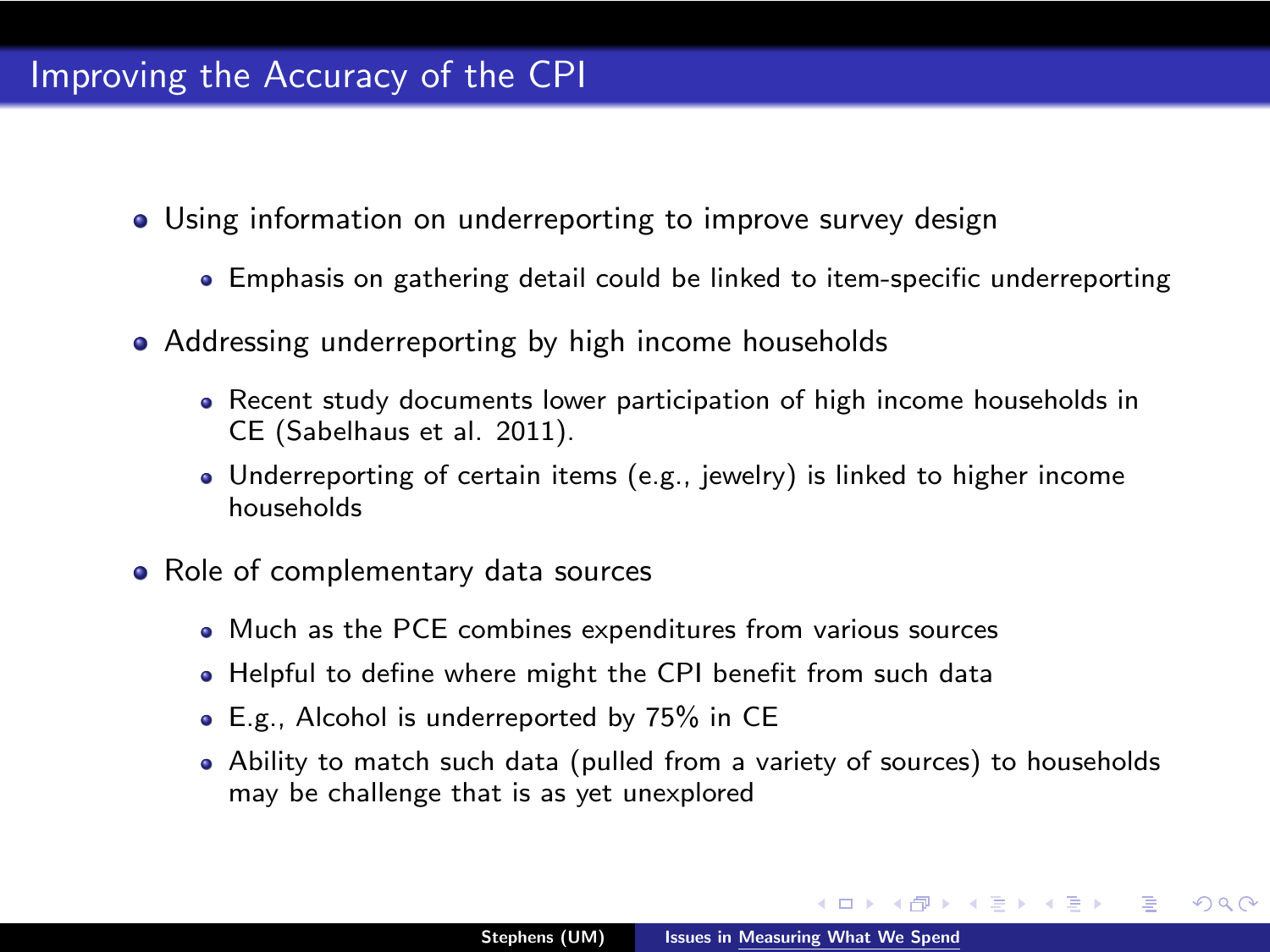# Improving the Accuracy of the CPI

- Using information on underreporting to improve survey design
  - Emphasis on gathering detail could be linked to item-specific underreporting
- Addressing underreporting by high income households
  - Recent study documents lower participation of high income households in CE (Sabelhaus et al. 2011).
  - Underreporting of certain items (e.g., jewelry) is linked to higher income households
- Role of complementary data sources
  - Much as the PCE combines expenditures from various sources
  - Helpful to define where might the CPI benefit from such data
  - E.g., Alcohol is underreported by 75% in CE
  - Ability to match such data (pulled from a variety of sources) to households may be challenge that is as yet unexplored